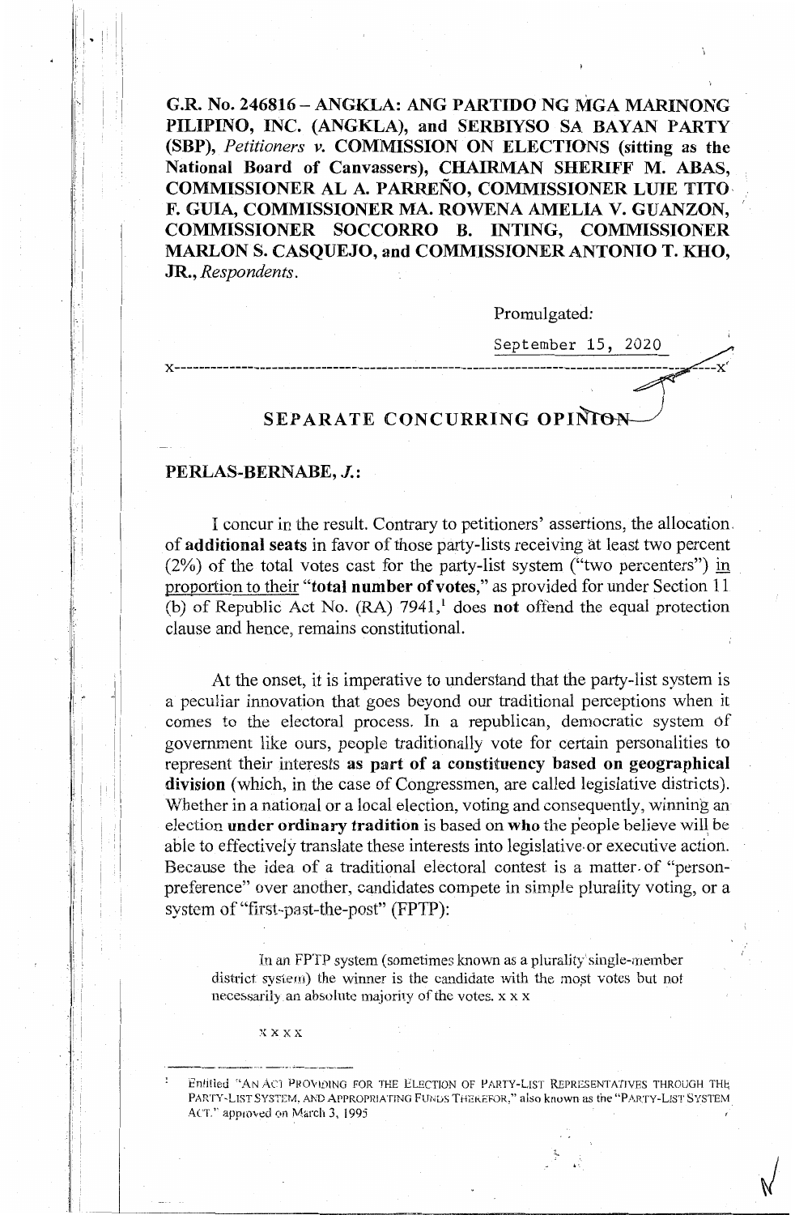**G.R. No. 246816 – ANGKLA: ANG PARTIDO NG MGA MARINONG PILIPINO, INC. (ANGKLA), and SERBIYSO SA BAYAN PARTY (SBP),** *Petitioners v.* **COMMISSION ON ELECTIONS (sitting as the National Board of Canvassers), CHAIRMAN SHERIFF M. ABAS, COMMISSIONER AL A. PARREÑO, COMMISSIONER LUIE TITO F. GUIA, COMMISSIONER MA. ROWENA AMELIA V. GUANZON, COMMISSIONER SOCCORRO B. INTING, COMMISSIONER MARLON S. CASQUEJO, and COMMISSIONER ANTONIO T. KHO, JR.,** *Respondents.*

Promulgated:

September 15, 2020

x-----------------------------------------------------------------------------------------x

# SEPARATE CONCURRING OPINION

**PERLAS-BERNABE, *J.*:**

I concur in the result. Contrary to petitioners' assertions, the allocation of **additional seats** in favor of those party-lists receiving at least two percent (2%) of the total votes cast for the party-list system ("two percenters") in proportion to their "**total number of votes**," as provided for under Section 11 (b) of Republic Act No. (RA) 7941,[1] does **not** offend the equal protection clause and hence, remains constitutional.

At the onset, it is imperative to understand that the party-list system is a peculiar innovation that goes beyond our traditional perceptions when it comes to the electoral process. In a republican, democratic system of government like ours, people traditionally vote for certain personalities to represent their interests **as part of a constituency based on geographical division** (which, in the case of Congressmen, are called legislative districts). Whether in a national or a local election, voting and consequently, winning an election **under ordinary tradition** is based on **who** the people believe will be able to effectively translate these interests into legislative or executive action. Because the idea of a traditional electoral contest is a matter of "person-preference" over another, candidates compete in simple plurality voting, or a system of "first-past-the-post" (FPTP):

> In an FPTP system (sometimes known as a plurality single-member district system) the winner is the candidate with the most votes but not necessarily an absolute majority of the votes. x x x
>
> x x x x

---

[1] Entitled "AN ACT PROVIDING FOR THE ELECTION OF PARTY-LIST REPRESENTATIVES THROUGH THE PARTY-LIST SYSTEM, AND APPROPRIATING FUNDS THEREFOR," also known as the "PARTY-LIST SYSTEM ACT." approved on March 3, 1995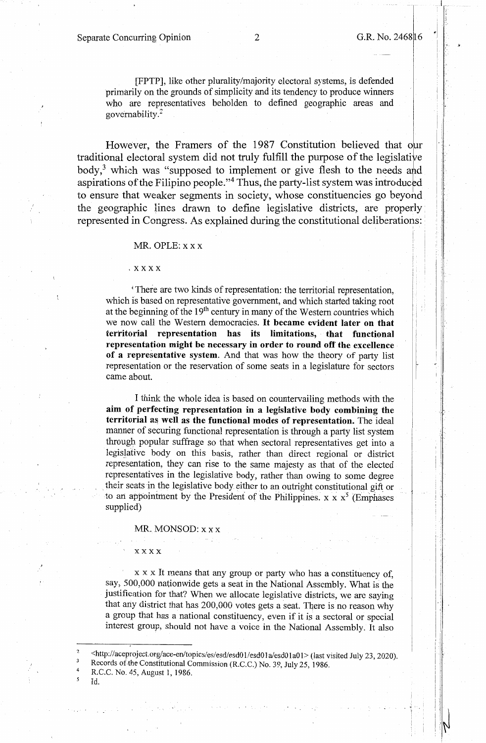> [FPTP], like other plurality/majority electoral systems, is defended primarily on the grounds of simplicity and its tendency to produce winners who are representatives beholden to defined geographic areas and governability.[2]

However, the Framers of the 1987 Constitution believed that our traditional electoral system did not truly fulfill the purpose of the legislative body,[3] which was "supposed to implement or give flesh to the needs and aspirations of the Filipino people."[4] Thus, the party-list system was introduced to ensure that weaker segments in society, whose constituencies go beyond the geographic lines drawn to define legislative districts, are properly represented in Congress. As explained during the constitutional deliberations:

> MR. OPLE: x x x
>
> x x x x
>
> 'There are two kinds of representation: the territorial representation, which is based on representative government, and which started taking root at the beginning of the 19th century in many of the Western countries which we now call the Western democracies. **It became evident later on that territorial representation has its limitations, that functional representation might be necessary in order to round off the excellence of a representative system.** And that was how the theory of party list representation or the reservation of some seats in a legislature for sectors came about.
>
> I think the whole idea is based on countervailing methods with the **aim of perfecting representation in a legislative body combining the territorial as well as the functional modes of representation.** The ideal manner of securing functional representation is through a party list system through popular suffrage so that when sectoral representatives get into a legislative body on this basis, rather than direct regional or district representation, they can rise to the same majesty as that of the elected representatives in the legislative body, rather than owing to some degree their seats in the legislative body either to an outright constitutional gift or to an appointment by the President of the Philippines. x x x[5] (Emphases supplied)
>
> MR. MONSOD: x x x
>
> x x x x
>
> x x x It means that any group or party who has a constituency of, say, 500,000 nationwide gets a seat in the National Assembly. What is the justification for that? When we allocate legislative districts, we are saying that any district that has 200,000 votes gets a seat. There is no reason why a group that has a national constituency, even if it is a sectoral or special interest group, should not have a voice in the National Assembly. It also

---

2 <http://aceproject.org/ace-en/topics/es/esd/esd01/esd01a/esd01a01> (last visited July 23, 2020).

3 Records of the Constitutional Commission (R.C.C.) No. 39, July 25, 1986.

4 R.C.C. No. 45, August 1, 1986.

5 Id.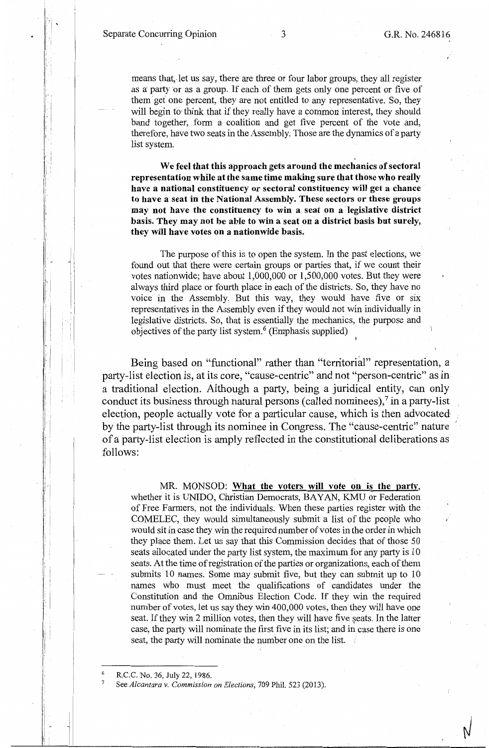means that, let us say, there are three or four labor groups, they all register as a party or as a group. If each of them gets only one percent or five of them get one percent, they are not entitled to any representative. So, they will begin to think that if they really have a common interest, they should band together, form a coalition and get five percent of the vote and, therefore, have two seats in the Assembly. Those are the dynamics of a party list system.

> **We feel that this approach gets around the mechanics of sectoral representation while at the same time making sure that those who really have a national constituency or sectoral constituency will get a chance to have a seat in the National Assembly. These sectors or these groups may not have the constituency to win a seat on a legislative district basis. They may not be able to win a seat on a district basis but surely, they will have votes on a nationwide basis.**
>
> The purpose of this is to open the system. In the past elections, we found out that there were certain groups or parties that, if we count their votes nationwide; have about 1,000,000 or 1,500,000 votes. But they were always third place or fourth place in each of the districts. So, they have no voice in the Assembly. But this way, they would have five or six representatives in the Assembly even if they would not win individually in legislative districts. So, that is essentially the mechanics, the purpose and objectives of the party list system.[6] (Emphasis supplied)

Being based on "functional" rather than "territorial" representation, a party-list election is, at its core, "cause-centric" and not "person-centric" as in a traditional election. Although a party, being a juridical entity, can only conduct its business through natural persons (called nominees),[7] in a party-list election, people actually vote for a particular cause, which is then advocated by the party-list through its nominee in Congress. The "cause-centric" nature of a party-list election is amply reflected in the constitutional deliberations as follows:

> MR. MONSOD: **<u>What the voters will vote on is the party</u>**, whether it is UNIDO, Christian Democrats, BAYAN, KMU or Federation of Free Farmers, not the individuals. When these parties register with the COMELEC, they would simultaneously submit a list of the people who would sit in case they win the required number of votes in the order in which they place them. Let us say that this Commission decides that of those 50 seats allocated under the party list system, the maximum for any party is 10 seats. At the time of registration of the parties or organizations, each of them submits 10 names. Some may submit five, but they can submit up to 10 names who must meet the qualifications of candidates under the Constitution and the Omnibus Election Code. If they win the required number of votes, let us say they win 400,000 votes, then they will have one seat. If they win 2 million votes, then they will have five seats. In the latter case, the party will nominate the first five in its list; and in case there is one seat, the party will nominate the number one on the list.

---

[6] R.C.C. No. 36, July 22, 1986.

[7] See *Alcantara v. Commission on Elections*, 709 Phil. 523 (2013).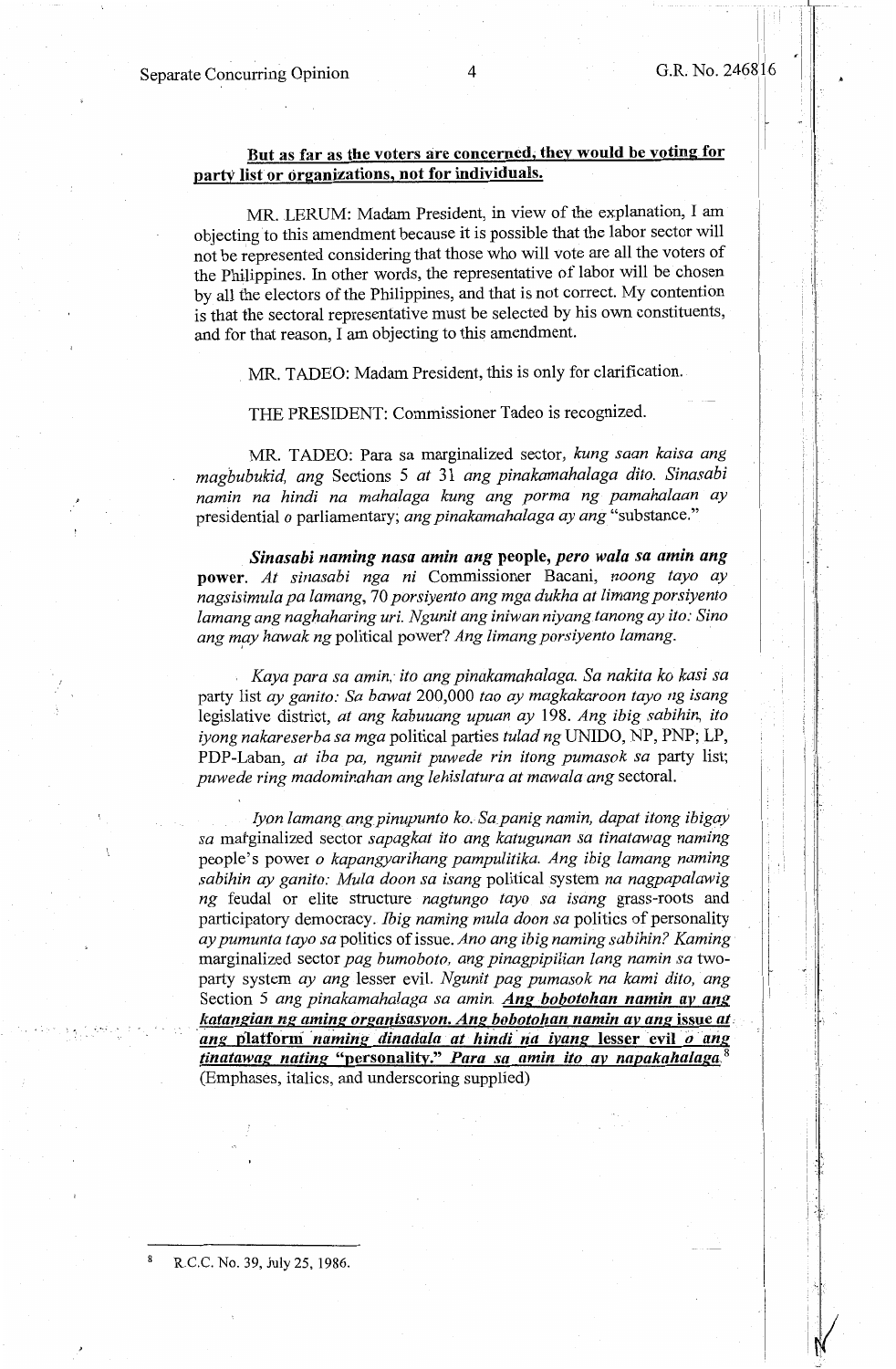**<u>But as far as the voters are concerned, they would be voting for party list or organizations, not for individuals.</u>**

MR. LERUM: Madam President, in view of the explanation, I am objecting to this amendment because it is possible that the labor sector will not be represented considering that those who will vote are all the voters of the Philippines. In other words, the representative of labor will be chosen by all the electors of the Philippines, and that is not correct. My contention is that the sectoral representative must be selected by his own constituents, and for that reason, I am objecting to this amendment.

MR. TADEO: Madam President, this is only for clarification.

THE PRESIDENT: Commissioner Tadeo is recognized.

MR. TADEO: Para sa marginalized sector, *kung saan kaisa ang magbubukid, ang* Sections 5 *at* 31 *ang pinakamahalaga dito. Sinasabi namin na hindi na mahalaga kung ang porma ng pamahalaan ay* presidential *o* parliamentary; *ang pinakamahalaga ay ang* "substance."

***Sinasabi naming nasa amin ang*** **people,** ***pero wala sa amin ang*** **power.** *At sinasabi nga ni* Commissioner Bacani, *noong tayo ay nagsisimula pa lamang,* 70 *porsiyento ang mga dukha at limang porsiyento lamang ang naghaharing uri. Ngunit ang iniwan niyang tanong ay ito: Sino ang may hawak ng* political power? *Ang limang porsiyento lamang.*

*Kaya para sa amin, ito ang pinakamahalaga. Sa nakita ko kasi sa* party list *ay ganito: Sa bawat* 200,000 *tao ay magkakaroon tayo ng isang* legislative district, *at ang kabuuang upuan ay* 198. *Ang ibig sabihin, ito iyong nakareserba sa mga* political parties *tulad ng* UNIDO, NP, PNP; LP, PDP-Laban, *at iba pa, ngunit puwede rin itong pumasok sa* party list; *puwede ring madominahan ang lehislatura at mawala ang* sectoral.

*Iyon lamang ang pinupunto ko. Sa panig namin, dapat itong ibigay sa* marginalized sector *sapagkat ito ang katugunan sa tinatawag naming* people's power *o kapangyarihang pampulitika. Ang ibig lamang naming sabihin ay ganito: Mula doon sa isang* political system *na nagpapalawig ng* feudal or elite structure *nagtungo tayo sa isang* grass-roots and participatory democracy. *Ibig naming mula doon sa* politics of personality *ay pumunta tayo sa* politics of issue. *Ano ang ibig naming sabihin? Kaming* marginalized sector *pag bumoboto, ang pinagpipilian lang namin sa* two-party system *ay ang* lesser evil. *Ngunit pag pumasok na kami dito, ang* Section 5 *ang pinakamahalaga sa amin.* ***<u>Ang bobotohan namin ay ang katangian ng aming organisasyon. Ang bobotohan namin ay ang</u>*** **<u>issue</u>** ***<u>at ang</u>*** **<u>platform</u>** ***<u>naming dinadala at hindi na iyang</u>*** **<u>lesser evil</u>** ***<u>o ang tinatawag nating</u>*** **<u>"personality."</u>** ***<u>Para sa amin ito ay napakahalaga.</u>***[8] (Emphases, italics, and underscoring supplied)

---

[8] R.C.C. No. 39, July 25, 1986.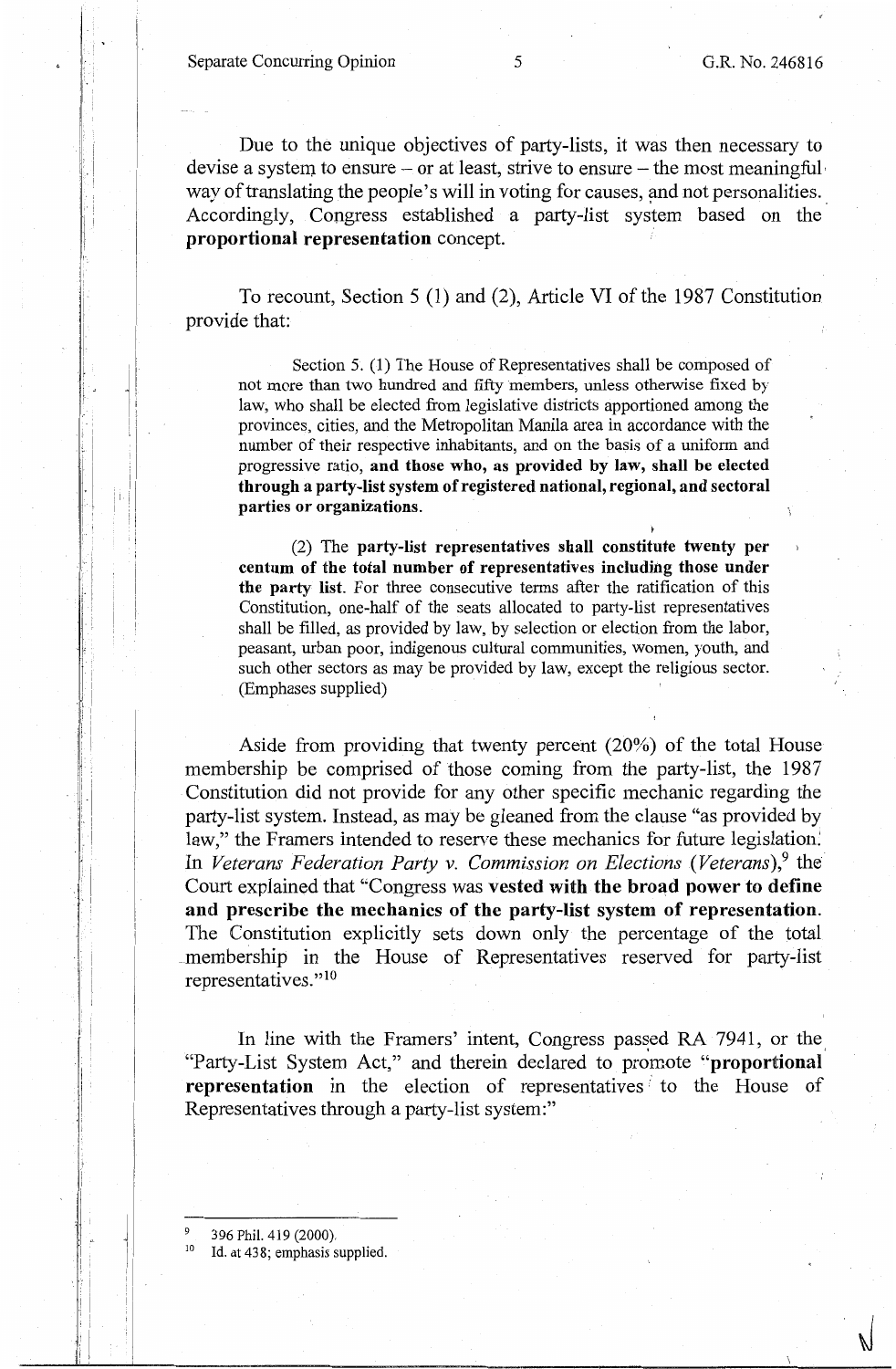Due to the unique objectives of party-lists, it was then necessary to devise a system to ensure – or at least, strive to ensure – the most meaningful way of translating the people's will in voting for causes, and not personalities. Accordingly, Congress established a party-list system based on the **proportional representation** concept.

To recount, Section 5 (1) and (2), Article VI of the 1987 Constitution provide that:

> Section 5. (1) The House of Representatives shall be composed of not more than two hundred and fifty members, unless otherwise fixed by law, who shall be elected from legislative districts apportioned among the provinces, cities, and the Metropolitan Manila area in accordance with the number of their respective inhabitants, and on the basis of a uniform and progressive ratio, **and those who, as provided by law, shall be elected through a party-list system of registered national, regional, and sectoral parties or organizations.**
>
> (2) The **party-list representatives shall constitute twenty per centum of the total number of representatives including those under the party list**. For three consecutive terms after the ratification of this Constitution, one-half of the seats allocated to party-list representatives shall be filled, as provided by law, by selection or election from the labor, peasant, urban poor, indigenous cultural communities, women, youth, and such other sectors as may be provided by law, except the religious sector. (Emphases supplied)

Aside from providing that twenty percent (20%) of the total House membership be comprised of those coming from the party-list, the 1987 Constitution did not provide for any other specific mechanic regarding the party-list system. Instead, as may be gleaned from the clause "as provided by law," the Framers intended to reserve these mechanics for future legislation. In *Veterans Federation Party v. Commission on Elections (Veterans)*,[9] the Court explained that "Congress was **vested with the broad power to define and prescribe the mechanics of the party-list system of representation.** The Constitution explicitly sets down only the percentage of the total membership in the House of Representatives reserved for party-list representatives."[10]

In line with the Framers' intent, Congress passed RA 7941, or the "Party-List System Act," and therein declared to promote "**proportional representation** in the election of representatives to the House of Representatives through a party-list system:"

---

[9] 396 Phil. 419 (2000).

[10] Id. at 438; emphasis supplied.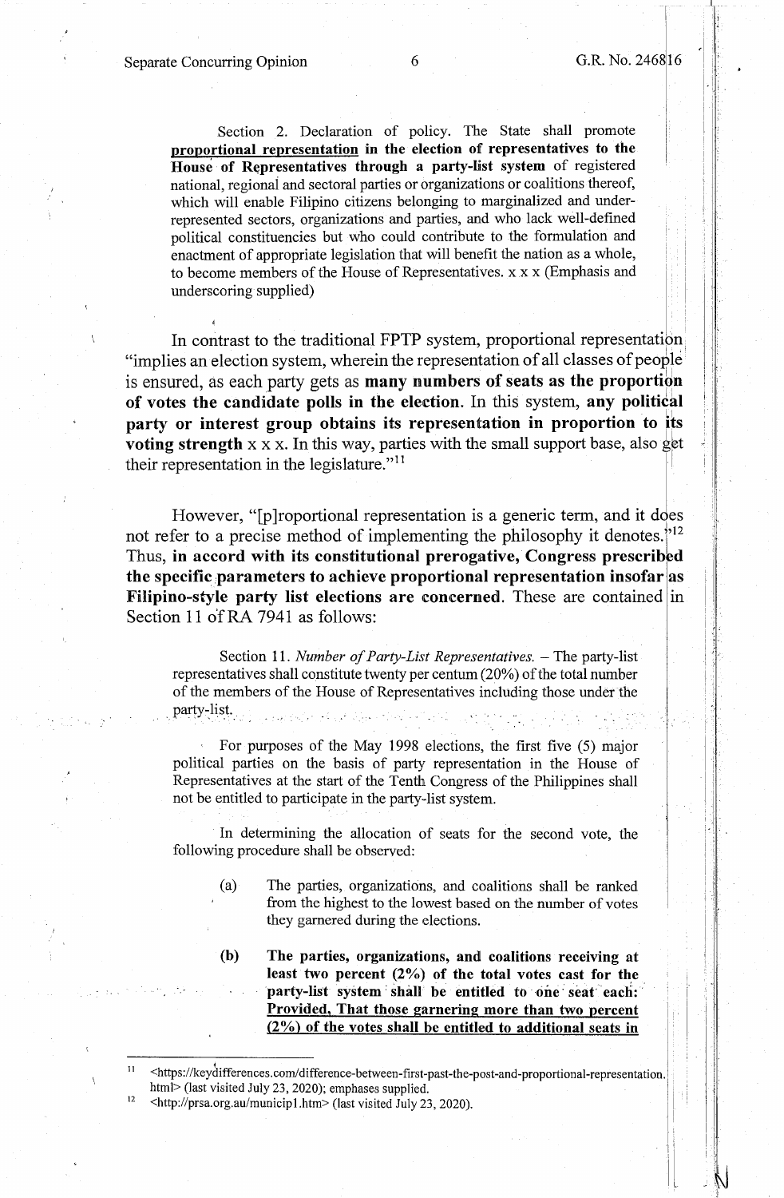> Section 2. Declaration of policy. The State shall promote <u>**proportional representation**</u> **in the election of representatives to the House of Representatives through a party-list system** of registered national, regional and sectoral parties or organizations or coalitions thereof, which will enable Filipino citizens belonging to marginalized and under-represented sectors, organizations and parties, and who lack well-defined political constituencies but who could contribute to the formulation and enactment of appropriate legislation that will benefit the nation as a whole, to become members of the House of Representatives. x x x (Emphasis and underscoring supplied)

In contrast to the traditional FPTP system, proportional representation "implies an election system, wherein the representation of all classes of people is ensured, as each party gets as **many numbers of seats as the proportion of votes the candidate polls in the election**. In this system, **any political party or interest group obtains its representation in proportion to its voting strength** x x x. In this way, parties with the small support base, also get their representation in the legislature."[11]

However, "[p]roportional representation is a generic term, and it does not refer to a precise method of implementing the philosophy it denotes."[12] Thus, **in accord with its constitutional prerogative, Congress prescribed the specific parameters to achieve proportional representation insofar as Filipino-style party list elections are concerned**. These are contained in Section 11 of RA 7941 as follows:

> Section 11. *Number of Party-List Representatives.* – The party-list representatives shall constitute twenty per centum (20%) of the total number of the members of the House of Representatives including those under the party-list.
>
> For purposes of the May 1998 elections, the first five (5) major political parties on the basis of party representation in the House of Representatives at the start of the Tenth Congress of the Philippines shall not be entitled to participate in the party-list system.
>
> In determining the allocation of seats for the second vote, the following procedure shall be observed:
>
> (a) The parties, organizations, and coalitions shall be ranked from the highest to the lowest based on the number of votes they garnered during the elections.
>
> (b) **The parties, organizations, and coalitions receiving at least two percent (2%) of the total votes cast for the party-list system shall be entitled to one seat each:** <u>**Provided, That those garnering more than two percent (2%) of the votes shall be entitled to additional seats in**</u>

---

[11] <https://keydifferences.com/difference-between-first-past-the-post-and-proportional-representation.html> (last visited July 23, 2020); emphases supplied.

[12] <http://prsa.org.au/municip1.htm> (last visited July 23, 2020).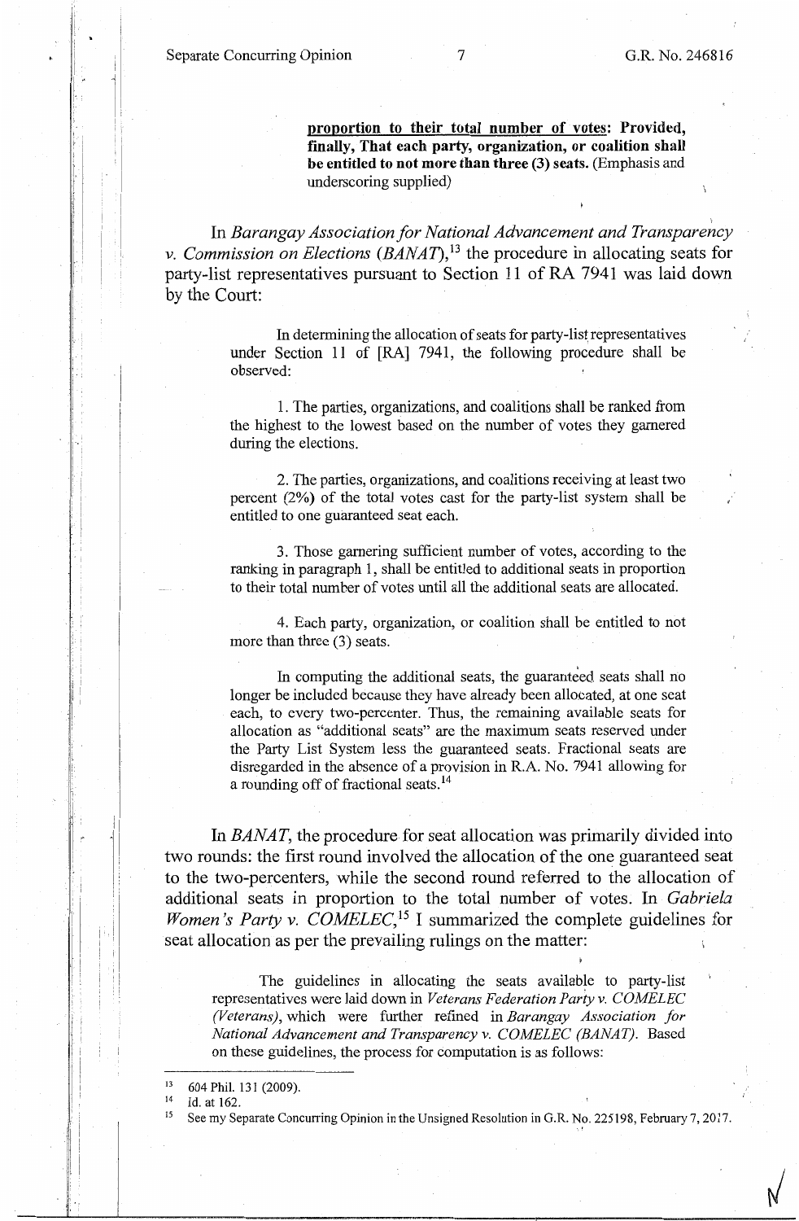> **proportion to their total number of votes: Provided, finally, That each party, organization, or coalition shall be entitled to not more than three (3) seats.** (Emphasis and underscoring supplied)

In *Barangay Association for National Advancement and Transparency v. Commission on Elections (BANAT)*,[13] the procedure in allocating seats for party-list representatives pursuant to Section 11 of RA 7941 was laid down by the Court:

> In determining the allocation of seats for party-list representatives under Section 11 of [RA] 7941, the following procedure shall be observed:
>
> 1. The parties, organizations, and coalitions shall be ranked from the highest to the lowest based on the number of votes they garnered during the elections.
>
> 2. The parties, organizations, and coalitions receiving at least two percent (2%) of the total votes cast for the party-list system shall be entitled to one guaranteed seat each.
>
> 3. Those garnering sufficient number of votes, according to the ranking in paragraph 1, shall be entitled to additional seats in proportion to their total number of votes until all the additional seats are allocated.
>
> 4. Each party, organization, or coalition shall be entitled to not more than three (3) seats.
>
> In computing the additional seats, the guaranteed seats shall no longer be included because they have already been allocated, at one seat each, to every two-percenter. Thus, the remaining available seats for allocation as "additional seats" are the maximum seats reserved under the Party List System less the guaranteed seats. Fractional seats are disregarded in the absence of a provision in R.A. No. 7941 allowing for a rounding off of fractional seats.[14]

In *BANAT*, the procedure for seat allocation was primarily divided into two rounds: the first round involved the allocation of the one guaranteed seat to the two-percenters, while the second round referred to the allocation of additional seats in proportion to the total number of votes. In *Gabriela Women's Party v. COMELEC*,[15] I summarized the complete guidelines for seat allocation as per the prevailing rulings on the matter:

> The guidelines in allocating the seats available to party-list representatives were laid down in *Veterans Federation Party v. COMELEC (Veterans)*, which were further refined in *Barangay Association for National Advancement and Transparency v. COMELEC (BANAT)*. Based on these guidelines, the process for computation is as follows:

---

[13] 604 Phil. 131 (2009).

[14] Id. at 162.

[15] See my Separate Concurring Opinion in the Unsigned Resolution in G.R. No. 225198, February 7, 2017.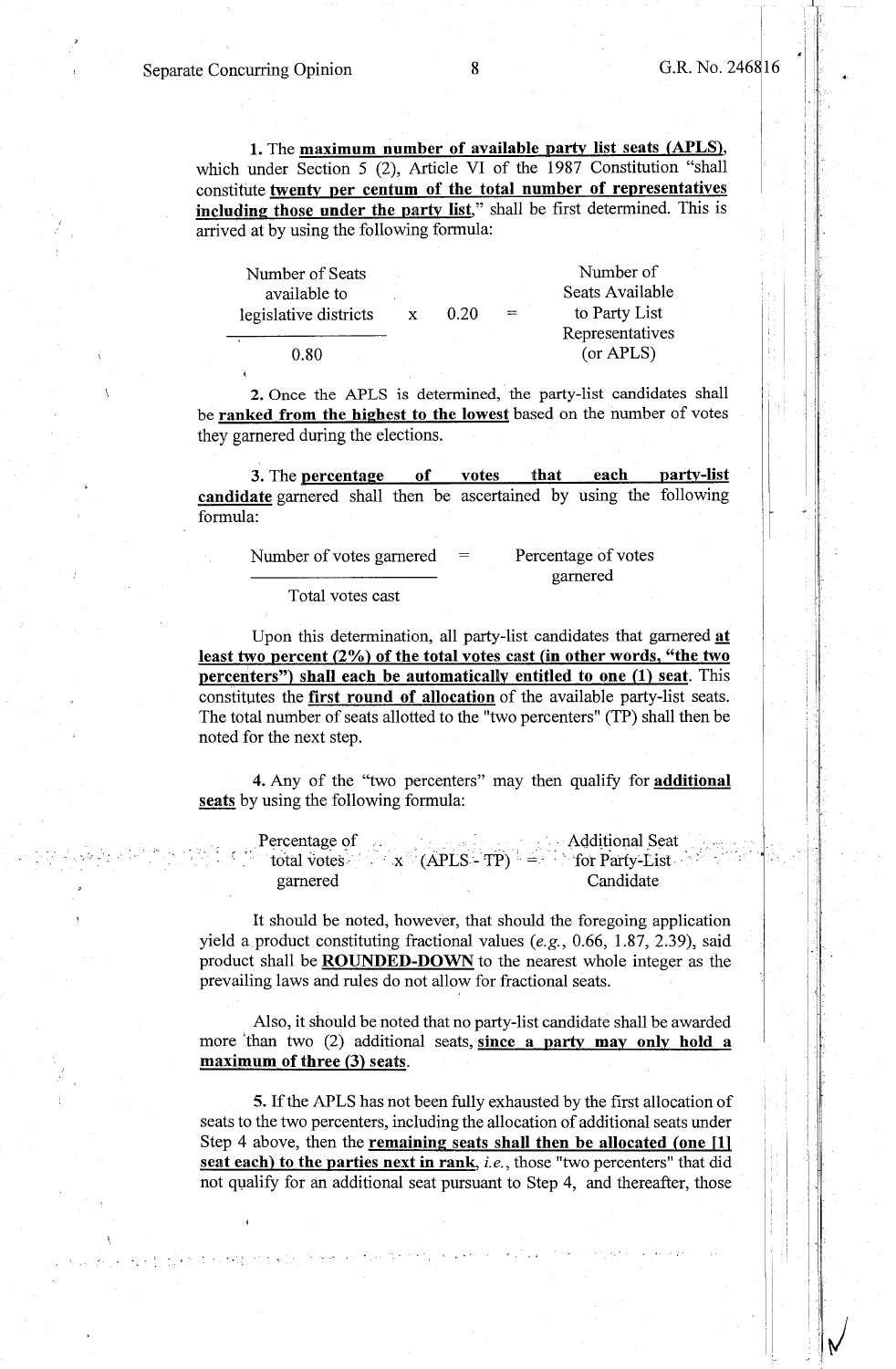1. The **maximum number of available party list seats (APLS)**, which under Section 5 (2), Article VI of the 1987 Constitution "shall constitute **twenty per centum of the total number of representatives including those under the party list**," shall be first determined. This is arrived at by using the following formula:

$$\frac{\text{Number of Seats available to legislative districts}}{0.80} \times 0.20 = \text{Number of Seats Available to Party List Representatives (or APLS)}$$

2. Once the APLS is determined, the party-list candidates shall be **ranked from the highest to the lowest** based on the number of votes they garnered during the elections.

3. The **percentage of votes that each party-list candidate** garnered shall then be ascertained by using the following formula:

$$\frac{\text{Number of votes garnered}}{\text{Total votes cast}} = \text{Percentage of votes garnered}$$

Upon this determination, all party-list candidates that garnered **at least two percent (2%) of the total votes cast (in other words, "the two percenters") shall each be automatically entitled to one (1) seat**. This constitutes the **first round of allocation** of the available party-list seats. The total number of seats allotted to the "two percenters" (TP) shall then be noted for the next step.

4. Any of the "two percenters" may then qualify for **additional seats** by using the following formula:

$$\text{Percentage of total votes garnered} \times (\text{APLS} - \text{TP}) = \text{Additional Seat for Party-List Candidate}$$

It should be noted, however, that should the foregoing application yield a product constituting fractional values (*e.g.*, 0.66, 1.87, 2.39), said product shall be **ROUNDED-DOWN** to the nearest whole integer as the prevailing laws and rules do not allow for fractional seats.

Also, it should be noted that no party-list candidate shall be awarded more than two (2) additional seats, **since a party may only hold a maximum of three (3) seats**.

5. If the APLS has not been fully exhausted by the first allocation of seats to the two percenters, including the allocation of additional seats under Step 4 above, then the **remaining seats shall then be allocated (one [1] seat each) to the parties next in rank**, *i.e.*, those "two percenters" that did not qualify for an additional seat pursuant to Step 4, and thereafter, those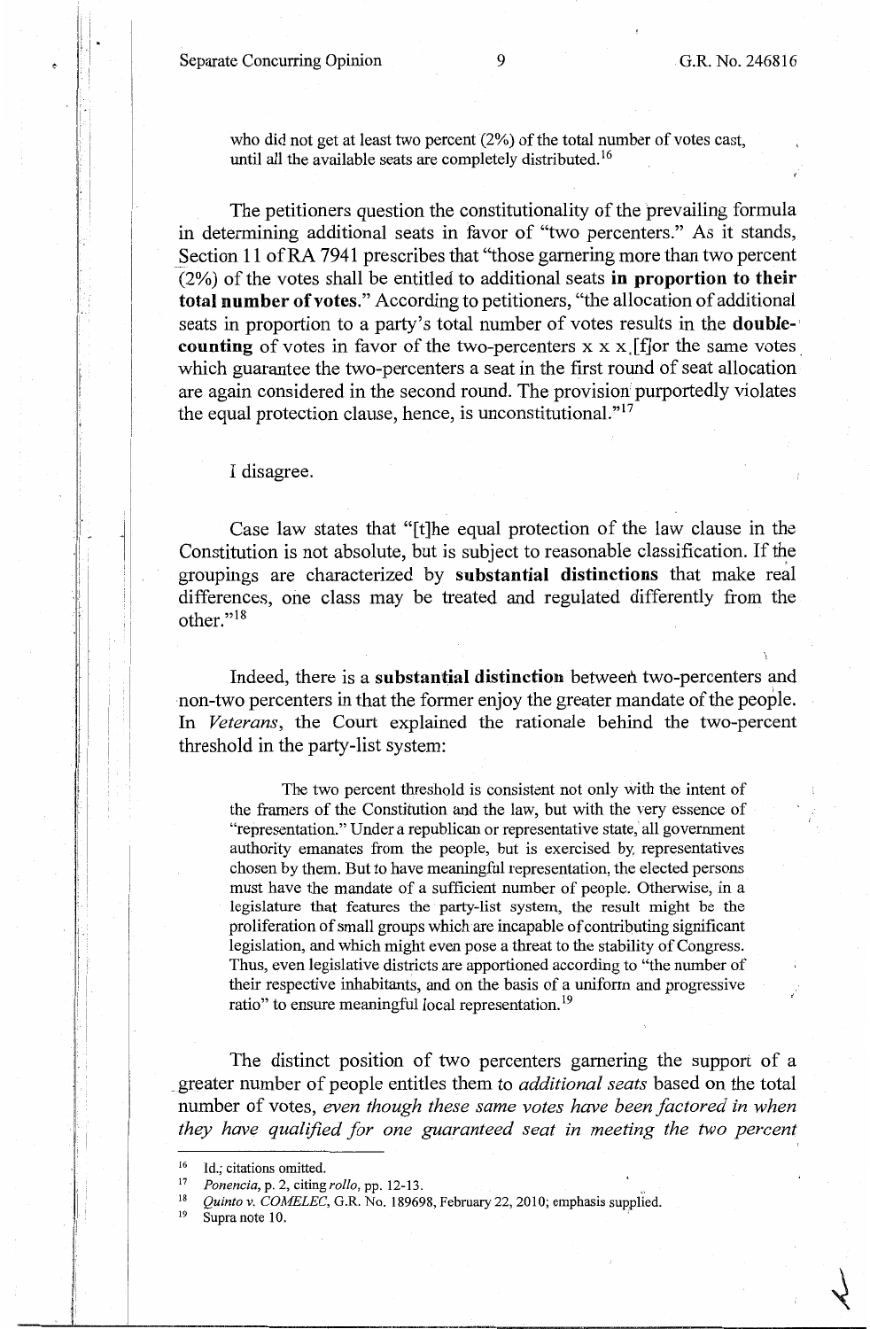> who did not get at least two percent (2%) of the total number of votes cast, until all the available seats are completely distributed.[16]

The petitioners question the constitutionality of the prevailing formula in determining additional seats in favor of "two percenters." As it stands, Section 11 of RA 7941 prescribes that "those garnering more than two percent (2%) of the votes shall be entitled to additional seats **in proportion to their total number of votes**." According to petitioners, "the allocation of additional seats in proportion to a party's total number of votes results in the **double-counting** of votes in favor of the two-percenters x x x [f]or the same votes which guarantee the two-percenters a seat in the first round of seat allocation are again considered in the second round. The provision purportedly violates the equal protection clause, hence, is unconstitutional."[17]

I disagree.

Case law states that "[t]he equal protection of the law clause in the Constitution is not absolute, but is subject to reasonable classification. If the groupings are characterized by **substantial distinctions** that make real differences, one class may be treated and regulated differently from the other."[18]

Indeed, there is a **substantial distinction** between two-percenters and non-two percenters in that the former enjoy the greater mandate of the people. In *Veterans*, the Court explained the rationale behind the two-percent threshold in the party-list system:

> The two percent threshold is consistent not only with the intent of the framers of the Constitution and the law, but with the very essence of "representation." Under a republican or representative state, all government authority emanates from the people, but is exercised by representatives chosen by them. But to have meaningful representation, the elected persons must have the mandate of a sufficient number of people. Otherwise, in a legislature that features the party-list system, the result might be the proliferation of small groups which are incapable of contributing significant legislation, and which might even pose a threat to the stability of Congress. Thus, even legislative districts are apportioned according to "the number of their respective inhabitants, and on the basis of a uniform and progressive ratio" to ensure meaningful local representation.[19]

The distinct position of two percenters garnering the support of a greater number of people entitles them to *additional seats* based on the total number of votes, *even though these same votes have been factored in when they have qualified for one guaranteed seat in meeting the two percent*

---

[16] Id.; citations omitted.

[17] *Ponencia*, p. 2, citing *rollo*, pp. 12-13.

[18] *Quinto v. COMELEC*, G.R. No. 189698, February 22, 2010; emphasis supplied.

[19] Supra note 10.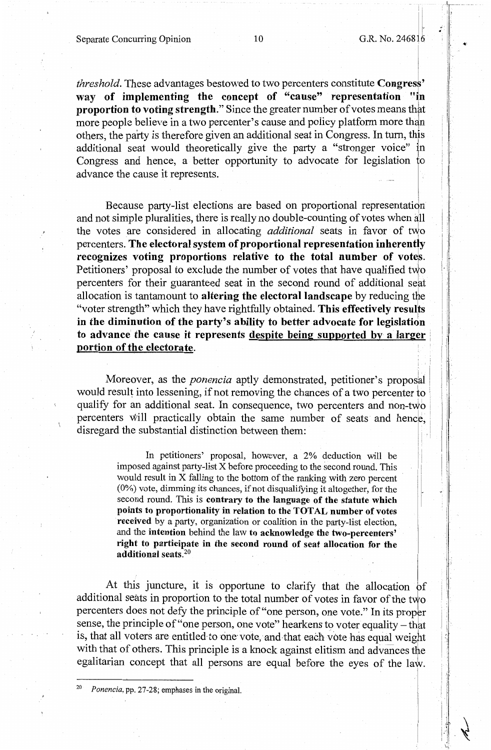*threshold*. These advantages bestowed to two percenters constitute **Congress' way of implementing the concept of "cause" representation "in proportion to voting strength."** Since the greater number of votes means that more people believe in a two percenter's cause and policy platform more than others, the party is therefore given an additional seat in Congress. In turn, this additional seat would theoretically give the party a "stronger voice" in Congress and hence, a better opportunity to advocate for legislation to advance the cause it represents.

Because party-list elections are based on proportional representation and not simple pluralities, there is really no double-counting of votes when all the votes are considered in allocating *additional* seats in favor of two percenters. **The electoral system of proportional representation inherently recognizes voting proportions relative to the total number of votes.** Petitioners' proposal to exclude the number of votes that have qualified two percenters for their guaranteed seat in the second round of additional seat allocation is tantamount to **altering the electoral landscape** by reducing the "voter strength" which they have rightfully obtained. **This effectively results in the diminution of the party's ability to better advocate for legislation to advance the cause it represents <u>despite being supported by a larger portion of the electorate</u>.**

Moreover, as the *ponencia* aptly demonstrated, petitioner's proposal would result into lessening, if not removing the chances of a two percenter to qualify for an additional seat. In consequence, two percenters and non-two percenters will practically obtain the same number of seats and hence, disregard the substantial distinction between them:

> In petitioners' proposal, however, a 2% deduction will be imposed against party-list X before proceeding to the second round. This would result in X falling to the bottom of the ranking with zero percent (0%) vote, dimming its chances, if not disqualifying it altogether, for the second round. This is **contrary to the language of the statute which points to proportionality in relation to the TOTAL number of votes received** by a party, organization or coalition in the party-list election, and the **intention** behind the law **to acknowledge the two-percenters' right to participate in the second round of seat allocation for the additional seats.**[20]

At this juncture, it is opportune to clarify that the allocation of additional seats in proportion to the total number of votes in favor of the two percenters does not defy the principle of "one person, one vote." In its proper sense, the principle of "one person, one vote" hearkens to voter equality – that is, that all voters are entitled to one vote, and that each vote has equal weight with that of others. This principle is a knock against elitism and advances the egalitarian concept that all persons are equal before the eyes of the law.

---

[20] *Ponencia*, pp. 27-28; emphases in the original.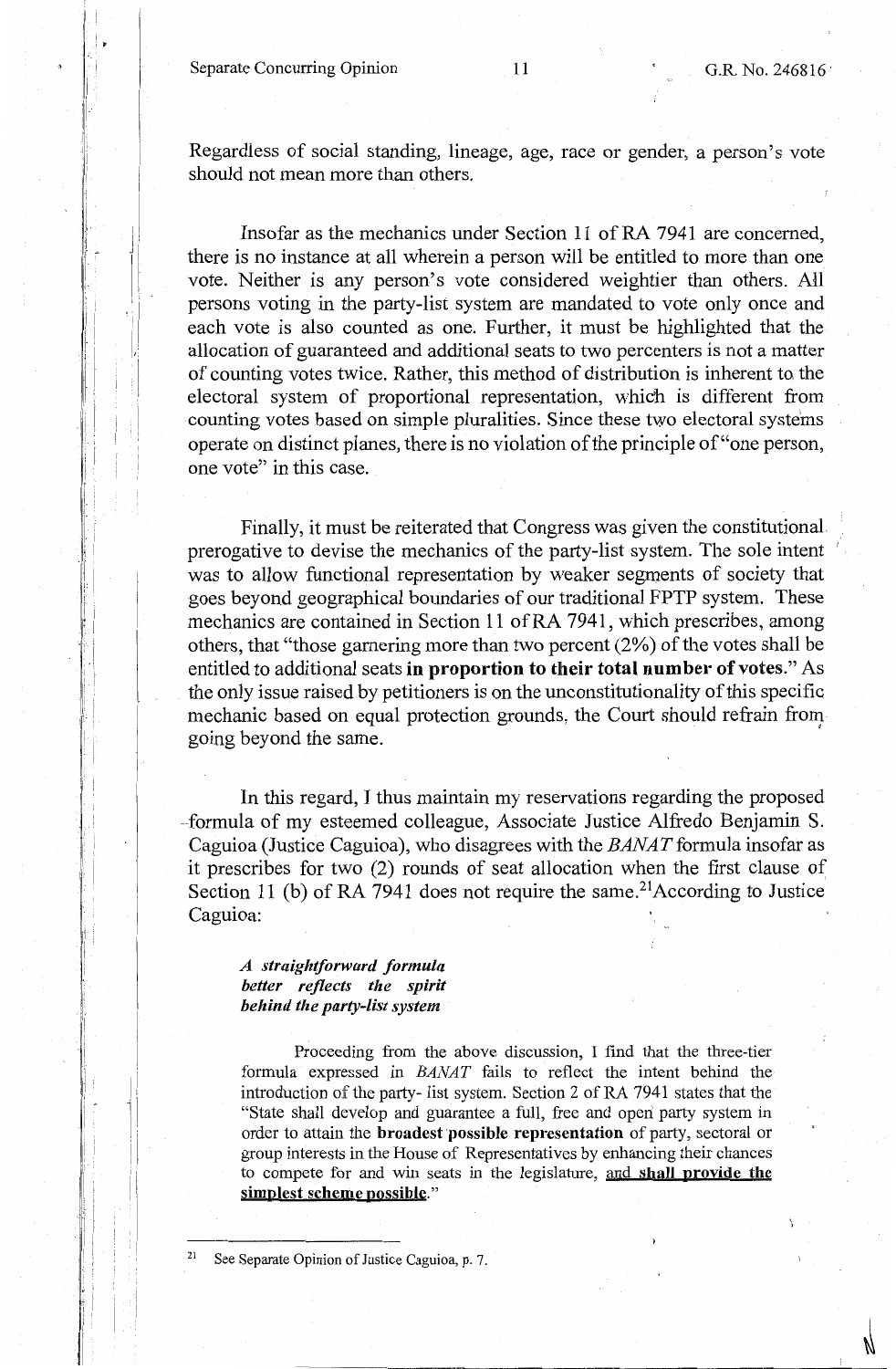Regardless of social standing, lineage, age, race or gender, a person's vote should not mean more than others.

Insofar as the mechanics under Section 11 of RA 7941 are concerned, there is no instance at all wherein a person will be entitled to more than one vote. Neither is any person's vote considered weightier than others. All persons voting in the party-list system are mandated to vote only once and each vote is also counted as one. Further, it must be highlighted that the allocation of guaranteed and additional seats to two percenters is not a matter of counting votes twice. Rather, this method of distribution is inherent to the electoral system of proportional representation, which is different from counting votes based on simple pluralities. Since these two electoral systems operate on distinct planes, there is no violation of the principle of "one person, one vote" in this case.

Finally, it must be reiterated that Congress was given the constitutional prerogative to devise the mechanics of the party-list system. The sole intent was to allow functional representation by weaker segments of society that goes beyond geographical boundaries of our traditional FPTP system. These mechanics are contained in Section 11 of RA 7941, which prescribes, among others, that "those garnering more than two percent (2%) of the votes shall be entitled to additional seats **in proportion to their total number of votes**." As the only issue raised by petitioners is on the unconstitutionality of this specific mechanic based on equal protection grounds, the Court should refrain from going beyond the same.

In this regard, I thus maintain my reservations regarding the proposed formula of my esteemed colleague, Associate Justice Alfredo Benjamin S. Caguioa (Justice Caguioa), who disagrees with the *BANAT* formula insofar as it prescribes for two (2) rounds of seat allocation when the first clause of Section 11 (b) of RA 7941 does not require the same.[21] According to Justice Caguioa:

> ***A straightforward formula better reflects the spirit behind the party-list system***
>
> Proceeding from the above discussion, I find that the three-tier formula expressed in *BANAT* fails to reflect the intent behind the introduction of the party- list system. Section 2 of RA 7941 states that the "State shall develop and guarantee a full, free and open party system in order to attain the **broadest possible representation** of party, sectoral or group interests in the House of Representatives by enhancing their chances to compete for and win seats in the legislature, **and shall provide the simplest scheme possible**."

---

[21] See Separate Opinion of Justice Caguioa, p. 7.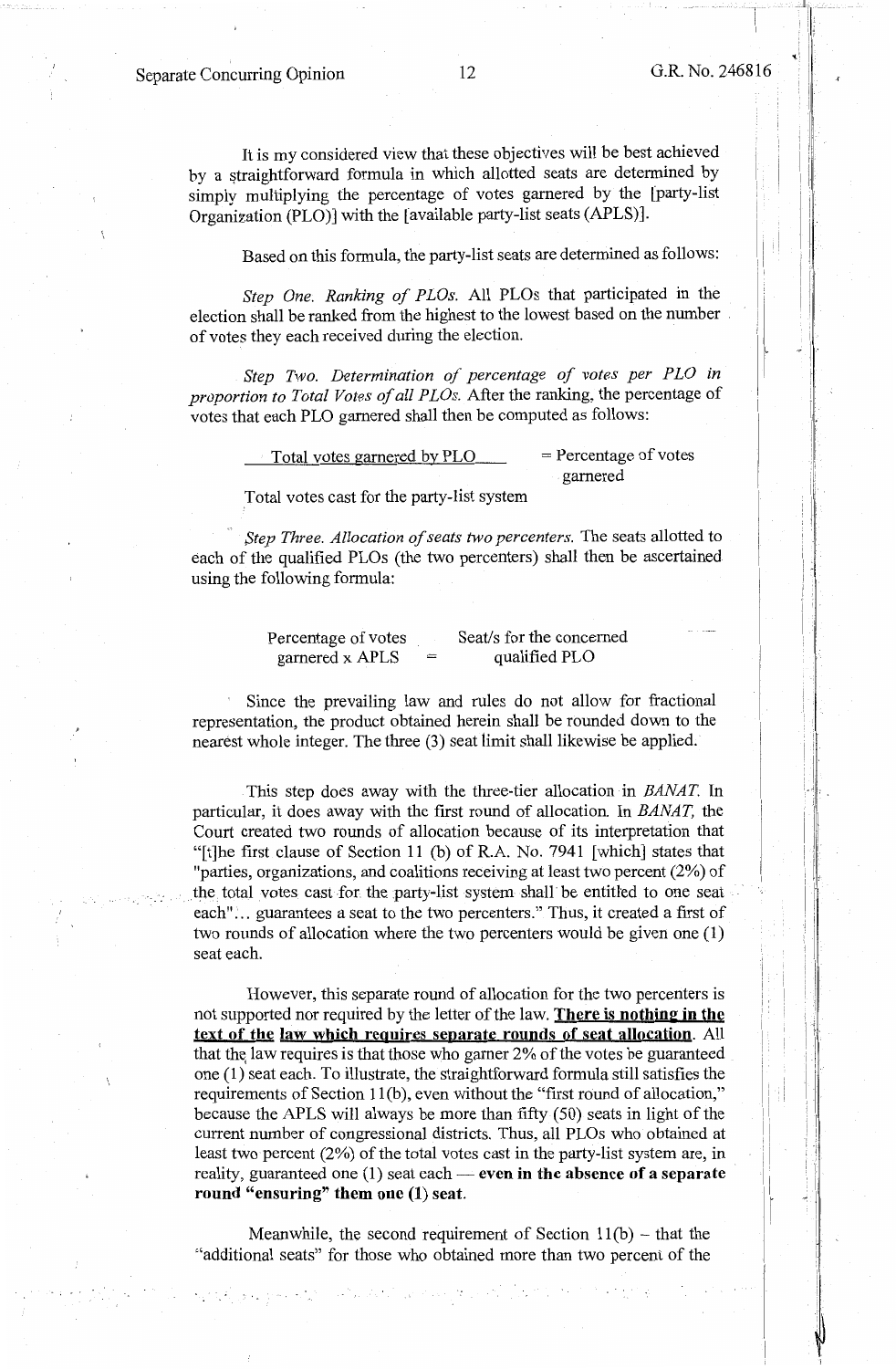It is my considered view that these objectives will be best achieved by a straightforward formula in which allotted seats are determined by simply multiplying the percentage of votes garnered by the [party-list Organization (PLO)] with the [available party-list seats (APLS)].

Based on this formula, the party-list seats are determined as follows:

*Step One. Ranking of PLOs.* All PLOs that participated in the election shall be ranked from the highest to the lowest based on the number of votes they each received during the election.

*Step Two. Determination of percentage of votes per PLO in proportion to Total Votes of all PLOs.* After the ranking, the percentage of votes that each PLO garnered shall then be computed as follows:

$$\frac{\text{Total votes garnered by PLO}}{\text{Total votes cast for the party-list system}} = \text{Percentage of votes garnered}$$

*Step Three. Allocation of seats two percenters.* The seats allotted to each of the qualified PLOs (the two percenters) shall then be ascertained using the following formula:

$$\text{Percentage of votes garnered} \times \text{APLS} = \text{Seat/s for the concerned qualified PLO}$$

Since the prevailing law and rules do not allow for fractional representation, the product obtained herein shall be rounded down to the nearest whole integer. The three (3) seat limit shall likewise be applied.

This step does away with the three-tier allocation in *BANAT.* In particular, it does away with the first round of allocation. In *BANAT,* the Court created two rounds of allocation because of its interpretation that "[t]he first clause of Section 11 (b) of R.A. No. 7941 [which] states that "parties, organizations, and coalitions receiving at least two percent (2%) of the total votes cast for the party-list system shall be entitled to one seat each"... guarantees a seat to the two percenters." Thus, it created a first of two rounds of allocation where the two percenters would be given one (1) seat each.

However, this separate round of allocation for the two percenters is not supported nor required by the letter of the law. **There is nothing in the text of the law which requires separate rounds of seat allocation**. All that the law requires is that those who garner 2% of the votes be guaranteed one (1) seat each. To illustrate, the straightforward formula still satisfies the requirements of Section 11(b), even without the "first round of allocation," because the APLS will always be more than fifty (50) seats in light of the current number of congressional districts. Thus, all PLOs who obtained at least two percent (2%) of the total votes cast in the party-list system are, in reality, guaranteed one (1) seat each — **even in the absence of a separate round "ensuring" them one (1) seat.**

Meanwhile, the second requirement of Section 11(b) – that the "additional seats" for those who obtained more than two percent of the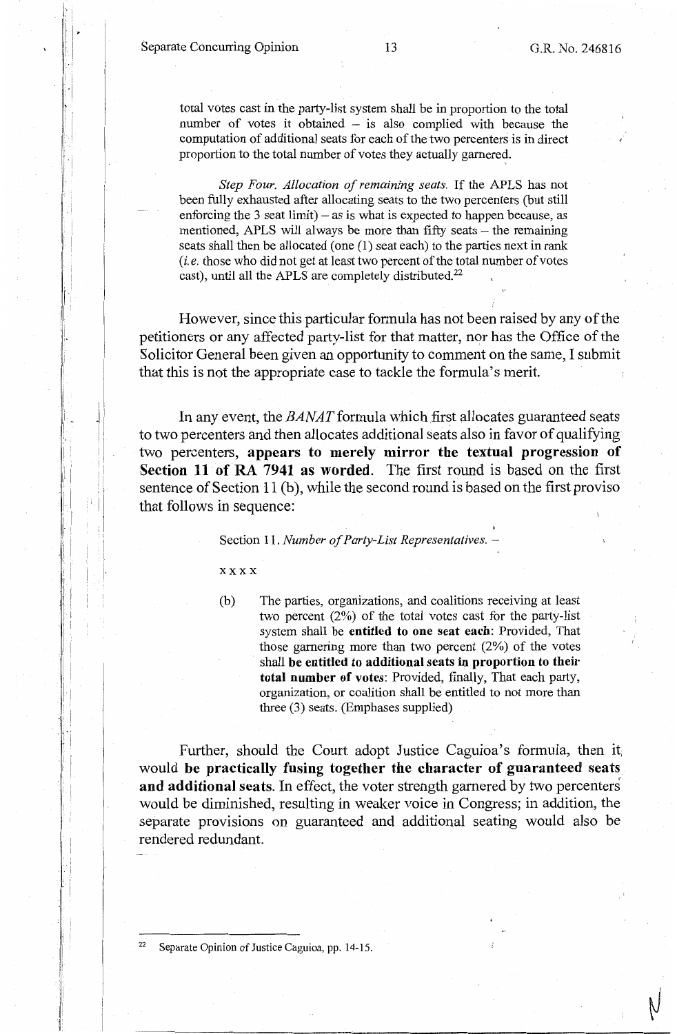> total votes cast in the party-list system shall be in proportion to the total number of votes it obtained – is also complied with because the computation of additional seats for each of the two percenters is in direct proportion to the total number of votes they actually garnered.
>
> *Step Four. Allocation of remaining seats.* If the APLS has not been fully exhausted after allocating seats to the two percenters (but still enforcing the 3 seat limit) – as is what is expected to happen because, as mentioned, APLS will always be more than fifty seats – the remaining seats shall then be allocated (one (1) seat each) to the parties next in rank (*i.e.* those who did not get at least two percent of the total number of votes cast), until all the APLS are completely distributed.[22]

However, since this particular formula has not been raised by any of the petitioners or any affected party-list for that matter, nor has the Office of the Solicitor General been given an opportunity to comment on the same, I submit that this is not the appropriate case to tackle the formula's merit.

In any event, the *BANAT* formula which first allocates guaranteed seats to two percenters and then allocates additional seats also in favor of qualifying two percenters, **appears to merely mirror the textual progression of Section 11 of RA 7941 as worded**. The first round is based on the first sentence of Section 11 (b), while the second round is based on the first proviso that follows in sequence:

> Section 11. *Number of Party-List Representatives.* –
>
> x x x x
>
> (b) The parties, organizations, and coalitions receiving at least two percent (2%) of the total votes cast for the party-list system shall be **entitled to one seat each**: Provided, That those garnering more than two percent (2%) of the votes shall **be entitled to additional seats in proportion to their total number of votes**: Provided, finally, That each party, organization, or coalition shall be entitled to not more than three (3) seats. (Emphases supplied)

Further, should the Court adopt Justice Caguioa's formula, then it would **be practically fusing together the character of guaranteed seats and additional seats**. In effect, the voter strength garnered by two percenters would be diminished, resulting in weaker voice in Congress; in addition, the separate provisions on guaranteed and additional seating would also be rendered redundant.

---

[22] Separate Opinion of Justice Caguioa, pp. 14-15.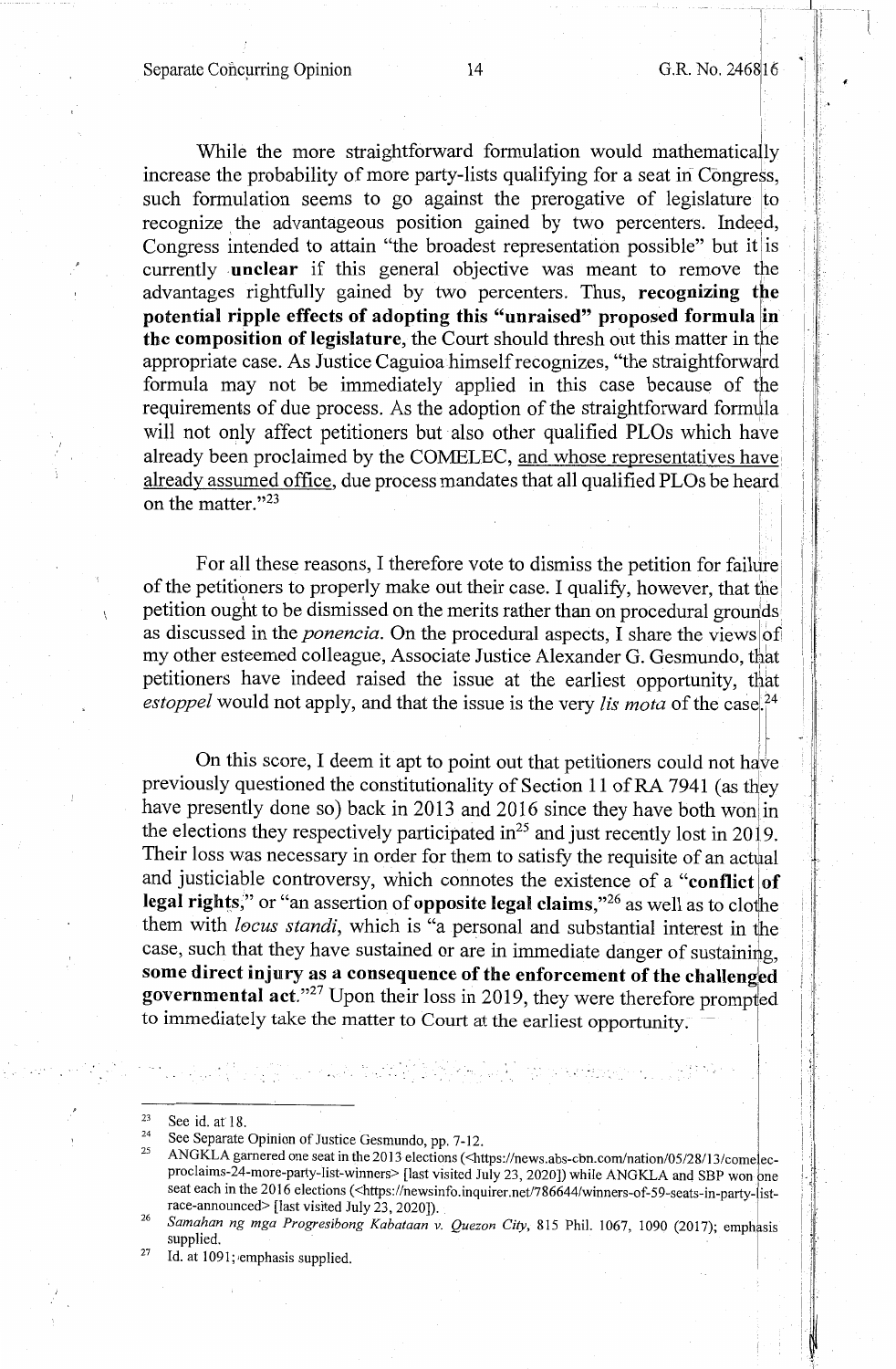While the more straightforward formulation would mathematically increase the probability of more party-lists qualifying for a seat in Congress, such formulation seems to go against the prerogative of legislature to recognize the advantageous position gained by two percenters. Indeed, Congress intended to attain "the broadest representation possible" but it is currently **unclear** if this general objective was meant to remove the advantages rightfully gained by two percenters. Thus, **recognizing the potential ripple effects of adopting this "unraised" proposed formula in the composition of legislature**, the Court should thresh out this matter in the appropriate case. As Justice Caguioa himself recognizes, "the straightforward formula may not be immediately applied in this case because of the requirements of due process. As the adoption of the straightforward formula will not only affect petitioners but also other qualified PLOs which have already been proclaimed by the COMELEC, <u>and whose representatives have already assumed office</u>, due process mandates that all qualified PLOs be heard on the matter."[23]

For all these reasons, I therefore vote to dismiss the petition for failure of the petitioners to properly make out their case. I qualify, however, that the petition ought to be dismissed on the merits rather than on procedural grounds as discussed in the *ponencia*. On the procedural aspects, I share the views of my other esteemed colleague, Associate Justice Alexander G. Gesmundo, that petitioners have indeed raised the issue at the earliest opportunity, that *estoppel* would not apply, and that the issue is the very *lis mota* of the case.[24]

On this score, I deem it apt to point out that petitioners could not have previously questioned the constitutionality of Section 11 of RA 7941 (as they have presently done so) back in 2013 and 2016 since they have both won in the elections they respectively participated in[25] and just recently lost in 2019. Their loss was necessary in order for them to satisfy the requisite of an actual and justiciable controversy, which connotes the existence of a "**conflict of legal rights**," or "an assertion of **opposite legal claims**,"[26] as well as to clothe them with *locus standi*, which is "a personal and substantial interest in the case, such that they have sustained or are in immediate danger of sustaining, **some direct injury as a consequence of the enforcement of the challenged governmental act**."[27] Upon their loss in 2019, they were therefore prompted to immediately take the matter to Court at the earliest opportunity.

---

[23] See id. at 18.

[24] See Separate Opinion of Justice Gesmundo, pp. 7-12.

[25] ANGKLA garnered one seat in the 2013 elections (<https://news.abs-cbn.com/nation/05/28/13/comelec-proclaims-24-more-party-list-winners> [last visited July 23, 2020]) while ANGKLA and SBP won one seat each in the 2016 elections (<https://newsinfo.inquirer.net/786644/winners-of-59-seats-in-party-list-race-announced> [last visited July 23, 2020]).

[26] *Samahan ng mga Progresibong Kabataan v. Quezon City*, 815 Phil. 1067, 1090 (2017); emphasis supplied.

[27] Id. at 1091; emphasis supplied.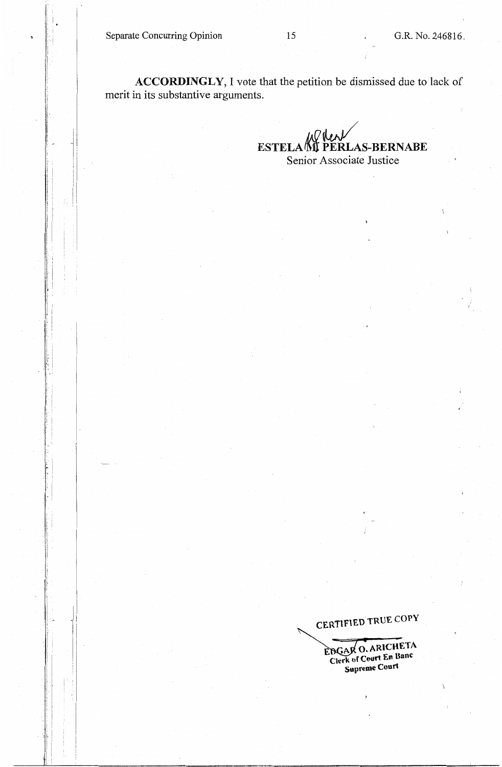**ACCORDINGLY**, I vote that the petition be dismissed due to lack of merit in its substantive arguments.

**ESTELA M. PERLAS-BERNABE**
Senior Associate Justice

CERTIFIED TRUE COPY

EDGAR O. ARICHETA
Clerk of Court En Banc
Supreme Court